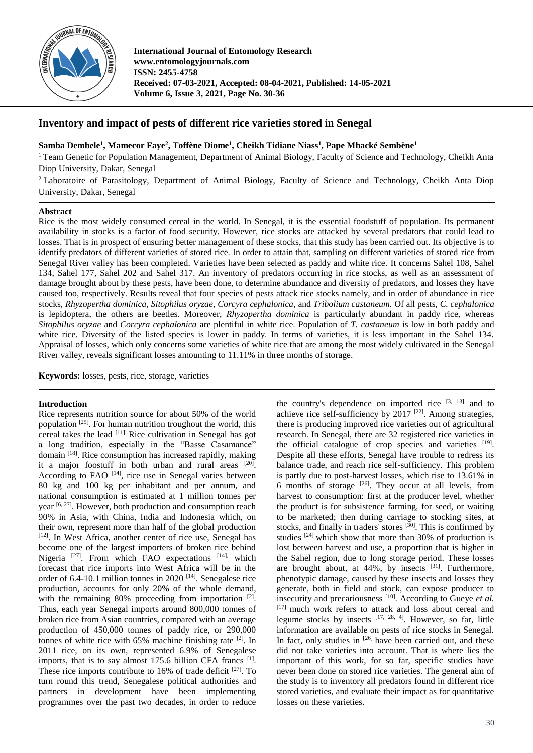# Inventory and impact of pests of different rice varieties stored in Senegal

**Samba Dembele[1], Mamecor Faye[2], Toffène Diome[1], Cheikh Tidiane Niass[1], Pape Mbacké Sembène[1]**

[1] Team Genetic for Population Management, Department of Animal Biology, Faculty of Science and Technology, Cheikh Anta Diop University, Dakar, Senegal

[2] Laboratoire of Parasitology, Department of Animal Biology, Faculty of Science and Technology, Cheikh Anta Diop University, Dakar, Senegal

## Abstract

Rice is the most widely consumed cereal in the world. In Senegal, it is the essential foodstuff of population. Its permanent availability in stocks is a factor of food security. However, rice stocks are attacked by several predators that could lead to losses. That is in prospect of ensuring better management of these stocks, that this study has been carried out. Its objective is to identify predators of different varieties of stored rice. In order to attain that, sampling on different varieties of stored rice from Senegal River valley has been completed. Varieties have been selected as paddy and white rice. It concerns Sahel 108, Sahel 134, Sahel 177, Sahel 202 and Sahel 317. An inventory of predators occurring in rice stocks, as well as an assessment of damage brought about by these pests, have been done, to determine abundance and diversity of predators, and losses they have caused too, respectively. Results reveal that four species of pests attack rice stocks namely, and in order of abundance in rice stocks, *Rhyzopertha dominica*, *Sitophilus oryzae*, *Corcyra cephalonica*, and *Tribolium castaneum.* Of all pests, *C. cephalonica* is lepidoptera, the others are beetles. Moreover, *Rhyzopertha dominica* is particularly abundant in paddy rice, whereas *Sitophilus oryzae* and *Corcyra cephalonica* are plentiful in white rice. Population of *T. castaneum* is low in both paddy and white rice. Diversity of the listed species is lower in paddy. In terms of varieties, it is less important in the Sahel 134. Appraisal of losses, which only concerns some varieties of white rice that are among the most widely cultivated in the Senegal River valley, reveals significant losses amounting to 11.11% in three months of storage.

**Keywords:** losses, pests, rice, storage, varieties

## Introduction

Rice represents nutrition source for about 50% of the world population [25]. For human nutrition troughout the world, this cereal takes the lead [11]. Rice cultivation in Senegal has got a long tradition, especially in the "Basse Casamance" domain [18]. Rice consumption has increased rapidly, making it a major foostuff in both urban and rural areas [20]. According to FAO [14], rice use in Senegal varies between 80 kg and 100 kg per inhabitant and per annum, and national consumption is estimated at 1 million tonnes per year [6, 27]. However, both production and consumption reach 90% in Asia, with China, India and Indonesia which, on their own, represent more than half of the global production [12]. In West Africa, another center of rice use, Senegal has become one of the largest importers of broken rice behind Nigeria [27]. From which FAO expectations [14], which forecast that rice imports into West Africa will be in the order of 6.4-10.1 million tonnes in 2020 [14]. Senegalese rice production, accounts for only 20% of the whole demand, with the remaining 80% proceeding from importation [2]. Thus, each year Senegal imports around 800,000 tonnes of broken rice from Asian countries, compared with an average production of 450,000 tonnes of paddy rice, or 290,000 tonnes of white rice with 65% machine finishing rate [2]. In 2011 rice, on its own, represented 6.9% of Senegalese imports, that is to say almost 175.6 billion CFA francs [1]. These rice imports contribute to 16% of trade deficit [27]. To turn round this trend, Senegalese political authorities and partners in development have been implementing programmes over the past two decades, in order to reduce the country's dependence on imported rice [3, 13], and to achieve rice self-sufficiency by 2017 [22]. Among strategies, there is producing improved rice varieties out of agricultural research. In Senegal, there are 32 registered rice varieties in the official catalogue of crop species and varieties [19]. Despite all these efforts, Senegal have trouble to redress its balance trade, and reach rice self-sufficiency. This problem is partly due to post-harvest losses, which rise to 13.61% in 6 months of storage [26]. They occur at all levels, from harvest to consumption: first at the producer level, whether the product is for subsistence farming, for seed, or waiting to be marketed; then during carriage to stocking sites, at stocks, and finally in traders' stores [30]. This is confirmed by studies [24] which show that more than 30% of production is lost between harvest and use, a proportion that is higher in the Sahel region, due to long storage period. These losses are brought about, at 44%, by insects [31]. Furthermore, phenotypic damage, caused by these insects and losses they generate, both in field and stock, can expose producer to insecurity and precariousness [10]. According to Gueye *et al.* [17] much work refers to attack and loss about cereal and legume stocks by insects [17, 28, 4]. However, so far, little information are available on pests of rice stocks in Senegal. In fact, only studies in [26] have been carried out, and these did not take varieties into account. That is where lies the important of this work, for so far, specific studies have never been done on stored rice varieties. The general aim of the study is to inventory all predators found in different rice stored varieties, and evaluate their impact as for quantitative losses on these varieties.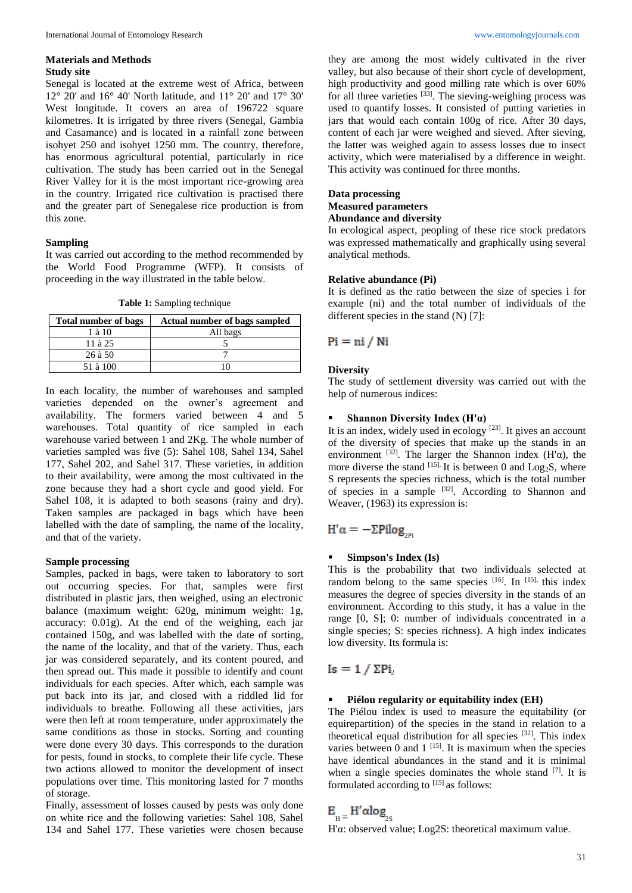## Materials and Methods

### Study site

Senegal is located at the extreme west of Africa, between 12° 20' and 16° 40' North latitude, and 11° 20' and 17° 30' West longitude. It covers an area of 196722 square kilometres. It is irrigated by three rivers (Senegal, Gambia and Casamance) and is located in a rainfall zone between isohyet 250 and isohyet 1250 mm. The country, therefore, has enormous agricultural potential, particularly in rice cultivation. The study has been carried out in the Senegal River Valley for it is the most important rice-growing area in the country. Irrigated rice cultivation is practised there and the greater part of Senegalese rice production is from this zone.

### Sampling

It was carried out according to the method recommended by the World Food Programme (WFP). It consists of proceeding in the way illustrated in the table below.

**Table 1:** Sampling technique

| Total number of bags | Actual number of bags sampled |
|---|---|
| 1 à 10 | All bags |
| 11 à 25 | 5 |
| 26 à 50 | 7 |
| 51 à 100 | 10 |

In each locality, the number of warehouses and sampled varieties depended on the owner's agreement and availability. The formers varied between 4 and 5 warehouses. Total quantity of rice sampled in each warehouse varied between 1 and 2Kg. The whole number of varieties sampled was five (5): Sahel 108, Sahel 134, Sahel 177, Sahel 202, and Sahel 317. These varieties, in addition to their availability, were among the most cultivated in the zone because they had a short cycle and good yield. For Sahel 108, it is adapted to both seasons (rainy and dry). Taken samples are packaged in bags which have been labelled with the date of sampling, the name of the locality, and that of the variety.

### Sample processing

Samples, packed in bags, were taken to laboratory to sort out occurring species. For that, samples were first distributed in plastic jars, then weighed, using an electronic balance (maximum weight: 620g, minimum weight: 1g, accuracy: 0.01g). At the end of the weighing, each jar contained 150g, and was labelled with the date of sorting, the name of the locality, and that of the variety. Thus, each jar was considered separately, and its content poured, and then spread out. This made it possible to identify and count individuals for each species. After which, each sample was put back into its jar, and closed with a riddled lid for individuals to breathe. Following all these activities, jars were then left at room temperature, under approximately the same conditions as those in stocks. Sorting and counting were done every 30 days. This corresponds to the duration for pests, found in stocks, to complete their life cycle. These two actions allowed to monitor the development of insect populations over time. This monitoring lasted for 7 months of storage.

Finally, assessment of losses caused by pests was only done on white rice and the following varieties: Sahel 108, Sahel 134 and Sahel 177. These varieties were chosen because they are among the most widely cultivated in the river valley, but also because of their short cycle of development, high productivity and good milling rate which is over 60% for all three varieties [33]. The sieving-weighing process was used to quantify losses. It consisted of putting varieties in jars that would each contain 100g of rice. After 30 days, content of each jar were weighed and sieved. After sieving, the latter was weighed again to assess losses due to insect activity, which were materialised by a difference in weight. This activity was continued for three months.

### Data processing

### Measured parameters

### Abundance and diversity

In ecological aspect, peopling of these rice stock predators was expressed mathematically and graphically using several analytical methods.

### Relative abundance (Pi)

It is defined as the ratio between the size of species i for example (ni) and the total number of individuals of the different species in the stand (N) [7]:

$$Pi = ni / Ni$$

### Diversity

The study of settlement diversity was carried out with the help of numerous indices:

- **Shannon Diversity Index (H'α)**

It is an index, widely used in ecology [23]. It gives an account of the diversity of species that make up the stands in an environment [32]. The larger the Shannon index (H'α), the more diverse the stand [15]. It is between 0 and $\text{Log}_2\text{S}$, where S represents the species richness, which is the total number of species in a sample [32]. According to Shannon and Weaver, (1963) its expression is:

$$H'\alpha = -\Sigma Pi\log_{2Pi}$$

- **Simpson's Index (Is)**

This is the probability that two individuals selected at random belong to the same species [16]. In [15], this index measures the degree of species diversity in the stands of an environment. According to this study, it has a value in the range [0, S]; 0: number of individuals concentrated in a single species; S: species richness). A high index indicates low diversity. Its formula is:

$$Is = 1 / \Sigma Pi_2$$

- **Piélou regularity or equitability index (EH)**

The Piélou index is used to measure the equitability (or equirepartition) of the species in the stand in relation to a theoretical equal distribution for all species [32]. This index varies between 0 and 1 [15]. It is maximum when the species have identical abundances in the stand and it is minimal when a single species dominates the whole stand [7]. It is formulated according to [15] as follows:

$$E_H = H'\alpha\log_{2S}$$

H'α: observed value; Log2S: theoretical maximum value.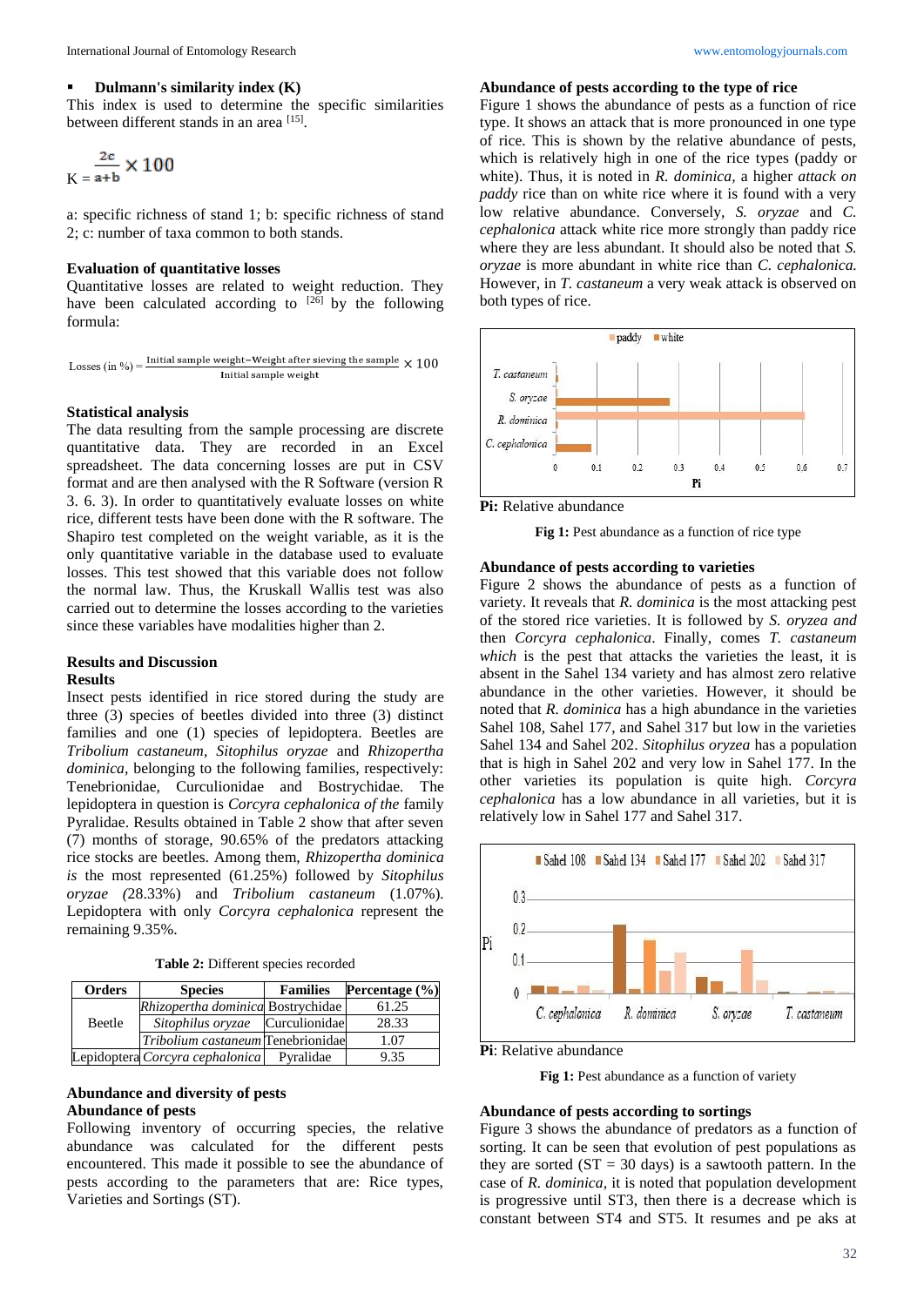- **Dulmann's similarity index (K)**

This index is used to determine the specific similarities between different stands in an area [15].

$$K = \frac{2c}{a+b} \times 100$$

a: specific richness of stand 1; b: specific richness of stand 2; c: number of taxa common to both stands.

### Evaluation of quantitative losses

Quantitative losses are related to weight reduction. They have been calculated according to [26] by the following formula:

$$\text{Losses (in \%)} = \frac{\text{Initial sample weight} - \text{Weight after sieving the sample}}{\text{Initial sample weight}} \times 100$$

### Statistical analysis

The data resulting from the sample processing are discrete quantitative data. They are recorded in an Excel spreadsheet. The data concerning losses are put in CSV format and are then analysed with the R Software (version R 3. 6. 3). In order to quantitatively evaluate losses on white rice, different tests have been done with the R software. The Shapiro test completed on the weight variable, as it is the only quantitative variable in the database used to evaluate losses. This test showed that this variable does not follow the normal law. Thus, the Kruskall Wallis test was also carried out to determine the losses according to the varieties since these variables have modalities higher than 2.

## Results and Discussion

### Results

Insect pests identified in rice stored during the study are three (3) species of beetles divided into three (3) distinct families and one (1) species of lepidoptera. Beetles are *Tribolium castaneum, Sitophilus oryzae* and *Rhizopertha dominica,* belonging to the following families, respectively: Tenebrionidae, Curculionidae and Bostrychidae. The lepidoptera in question is *Corcyra cephalonica of the* family Pyralidae. Results obtained in Table 2 show that after seven (7) months of storage, 90.65% of the predators attacking rice stocks are beetles. Among them, *Rhizopertha dominica is* the most represented (61.25%) followed by *Sitophilus oryzae (*28.33%) and *Tribolium castaneum* (1.07%). Lepidoptera with only *Corcyra cephalonica* represent the remaining 9.35%.

**Table 2:** Different species recorded

| Orders | Species | Families | Percentage (%) |
|---|---|---|---|
| Beetle | *Rhizopertha dominica* | Bostrychidae | 61.25 |
| | *Sitophilus oryzae* | Curculionidae | 28.33 |
| | *Tribolium castaneum* | Tenebrionidae | 1.07 |
| Lepidoptera | *Corcyra cephalonica* | Pyralidae | 9.35 |

### Abundance and diversity of pests

### Abundance of pests

Following inventory of occurring species, the relative abundance was calculated for the different pests encountered. This made it possible to see the abundance of pests according to the parameters that are: Rice types, Varieties and Sortings (ST).

### Abundance of pests according to the type of rice

Figure 1 shows the abundance of pests as a function of rice type. It shows an attack that is more pronounced in one type of rice. This is shown by the relative abundance of pests, which is relatively high in one of the rice types (paddy or white). Thus, it is noted in *R. dominica,* a higher *attack on paddy* rice than on white rice where it is found with a very low relative abundance. Conversely, *S. oryzae* and *C. cephalonica* attack white rice more strongly than paddy rice where they are less abundant. It should also be noted that *S. oryzae* is more abundant in white rice than *C. cephalonica.* However, in *T. castaneum* a very weak attack is observed on both types of rice.

**Pi:** Relative abundance

**Fig 1:** Pest abundance as a function of rice type

### Abundance of pests according to varieties

Figure 2 shows the abundance of pests as a function of variety. It reveals that *R. dominica* is the most attacking pest of the stored rice varieties. It is followed by *S. oryzea and* then *Corcyra cephalonica*. Finally, comes *T. castaneum which* is the pest that attacks the varieties the least, it is absent in the Sahel 134 variety and has almost zero relative abundance in the other varieties. However, it should be noted that *R. dominica* has a high abundance in the varieties Sahel 108, Sahel 177, and Sahel 317 but low in the varieties Sahel 134 and Sahel 202. *Sitophilus oryzea* has a population that is high in Sahel 202 and very low in Sahel 177. In the other varieties its population is quite high. *Corcyra cephalonica* has a low abundance in all varieties, but it is relatively low in Sahel 177 and Sahel 317.

**Pi**: Relative abundance

**Fig 1:** Pest abundance as a function of variety

### Abundance of pests according to sortings

Figure 3 shows the abundance of predators as a function of sorting. It can be seen that evolution of pest populations as they are sorted (ST = 30 days) is a sawtooth pattern. In the case of *R. dominica,* it is noted that population development is progressive until ST3, then there is a decrease which is constant between ST4 and ST5. It resumes and pe aks at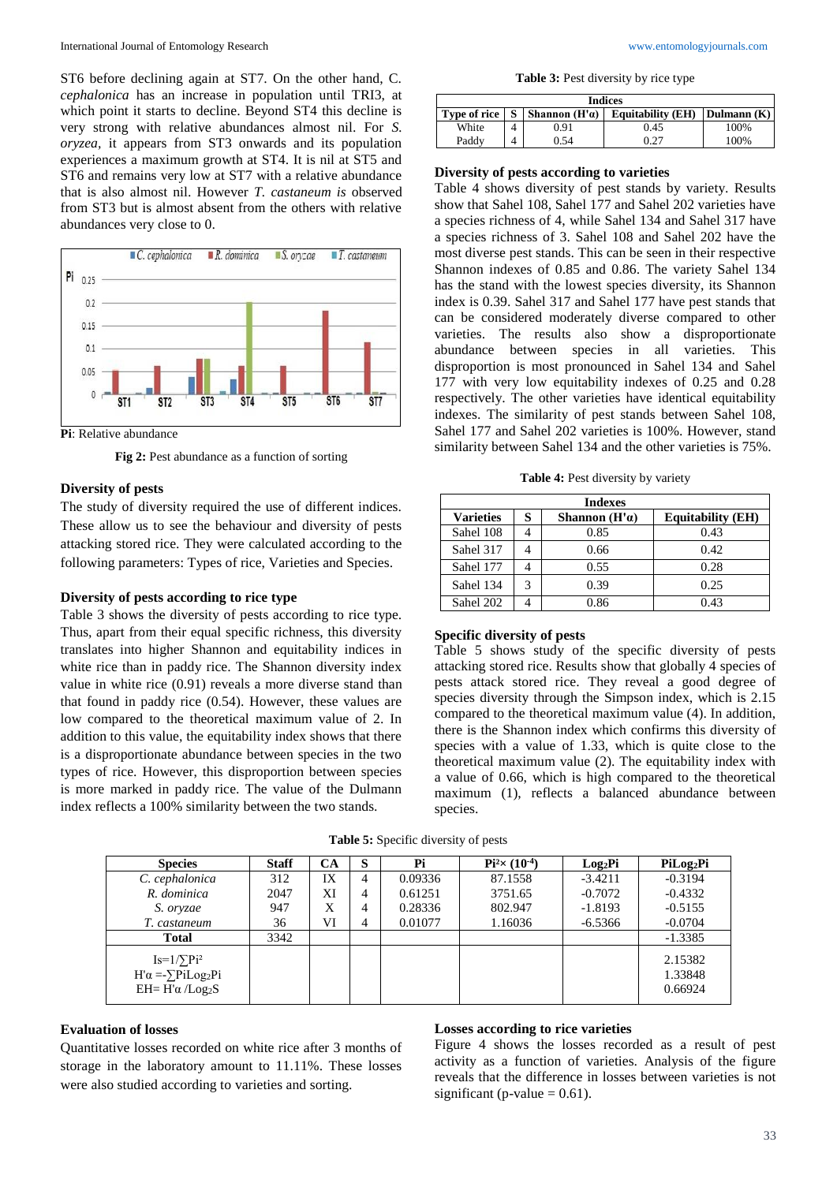ST6 before declining again at ST7. On the other hand, *C. cephalonica* has an increase in population until TRI3, at which point it starts to decline. Beyond ST4 this decline is very strong with relative abundances almost nil. For *S. oryzea*, it appears from ST3 onwards and its population experiences a maximum growth at ST4. It is nil at ST5 and ST6 and remains very low at ST7 with a relative abundance that is also almost nil. However *T. castaneum is* observed from ST3 but is almost absent from the others with relative abundances very close to 0.

**Pi**: Relative abundance

**Fig 2:** Pest abundance as a function of sorting

### Diversity of pests

The study of diversity required the use of different indices. These allow us to see the behaviour and diversity of pests attacking stored rice. They were calculated according to the following parameters: Types of rice, Varieties and Species.

### Diversity of pests according to rice type

Table 3 shows the diversity of pests according to rice type. Thus, apart from their equal specific richness, this diversity translates into higher Shannon and equitability indices in white rice than in paddy rice. The Shannon diversity index value in white rice (0.91) reveals a more diverse stand than that found in paddy rice (0.54). However, these values are low compared to the theoretical maximum value of 2. In addition to this value, the equitability index shows that there is a disproportionate abundance between species in the two types of rice. However, this disproportion between species is more marked in paddy rice. The value of the Dulmann index reflects a 100% similarity between the two stands.

**Table 3:** Pest diversity by rice type

| Indices | | | | |
|---|---|---|---|---|
| Type of rice | S | Shannon (H'α) | Equitability (EH) | Dulmann (K) |
| White | 4 | 0.91 | 0.45 | 100% |
| Paddy | 4 | 0.54 | 0.27 | 100% |

### Diversity of pests according to varieties

Table 4 shows diversity of pest stands by variety. Results show that Sahel 108, Sahel 177 and Sahel 202 varieties have a species richness of 4, while Sahel 134 and Sahel 317 have a species richness of 3. Sahel 108 and Sahel 202 have the most diverse pest stands. This can be seen in their respective Shannon indexes of 0.85 and 0.86. The variety Sahel 134 has the stand with the lowest species diversity, its Shannon index is 0.39. Sahel 317 and Sahel 177 have pest stands that can be considered moderately diverse compared to other varieties. The results also show a disproportionate abundance between species in all varieties. This disproportion is most pronounced in Sahel 134 and Sahel 177 with very low equitability indexes of 0.25 and 0.28 respectively. The other varieties have identical equitability indexes. The similarity of pest stands between Sahel 108, Sahel 177 and Sahel 202 varieties is 100%. However, stand similarity between Sahel 134 and the other varieties is 75%.

**Table 4:** Pest diversity by variety

| Indexes | | | |
|---|---|---|---|
| Varieties | S | Shannon (H'α) | Equitability (EH) |
| Sahel 108 | 4 | 0.85 | 0.43 |
| Sahel 317 | 4 | 0.66 | 0.42 |
| Sahel 177 | 4 | 0.55 | 0.28 |
| Sahel 134 | 3 | 0.39 | 0.25 |
| Sahel 202 | 4 | 0.86 | 0.43 |

### Specific diversity of pests

Table 5 shows study of the specific diversity of pests attacking stored rice. Results show that globally 4 species of pests attack stored rice. They reveal a good degree of species diversity through the Simpson index, which is 2.15 compared to the theoretical maximum value (4). In addition, there is the Shannon index which confirms this diversity of species with a value of 1.33, which is quite close to the theoretical maximum value (2). The equitability index with a value of 0.66, which is high compared to the theoretical maximum (1), reflects a balanced abundance between species.

**Table 5:** Specific diversity of pests

| Species | Staff | CA | S | Pi | $Pi^2 \times (10^{-4})$ | $Log_2Pi$ | $PiLog_2Pi$ |
|---|---|---|---|---|---|---|---|
| *C. cephalonica* | 312 | IX | 4 | 0.09336 | 87.1558 | -3.4211 | -0.3194 |
| *R. dominica* | 2047 | XI | 4 | 0.61251 | 3751.65 | -0.7072 | -0.4332 |
| *S. oryzae* | 947 | X | 4 | 0.28336 | 802.947 | -1.8193 | -0.5155 |
| *T. castaneum* | 36 | VI | 4 | 0.01077 | 1.16036 | -6.5366 | -0.0704 |
| **Total** | 3342 | | | | | | -1.3385 |
| $Is=1/\sum Pi^2$<br>$H'\alpha=-\sum PiLog_2Pi$<br>$EH=H'\alpha/Log_2S$ | | | | | | | 2.15382<br>1.33848<br>0.66924 |

### Evaluation of losses

Quantitative losses recorded on white rice after 3 months of storage in the laboratory amount to 11.11%. These losses were also studied according to varieties and sorting.

### Losses according to rice varieties

Figure 4 shows the losses recorded as a result of pest activity as a function of varieties. Analysis of the figure reveals that the difference in losses between varieties is not significant (p-value = 0.61).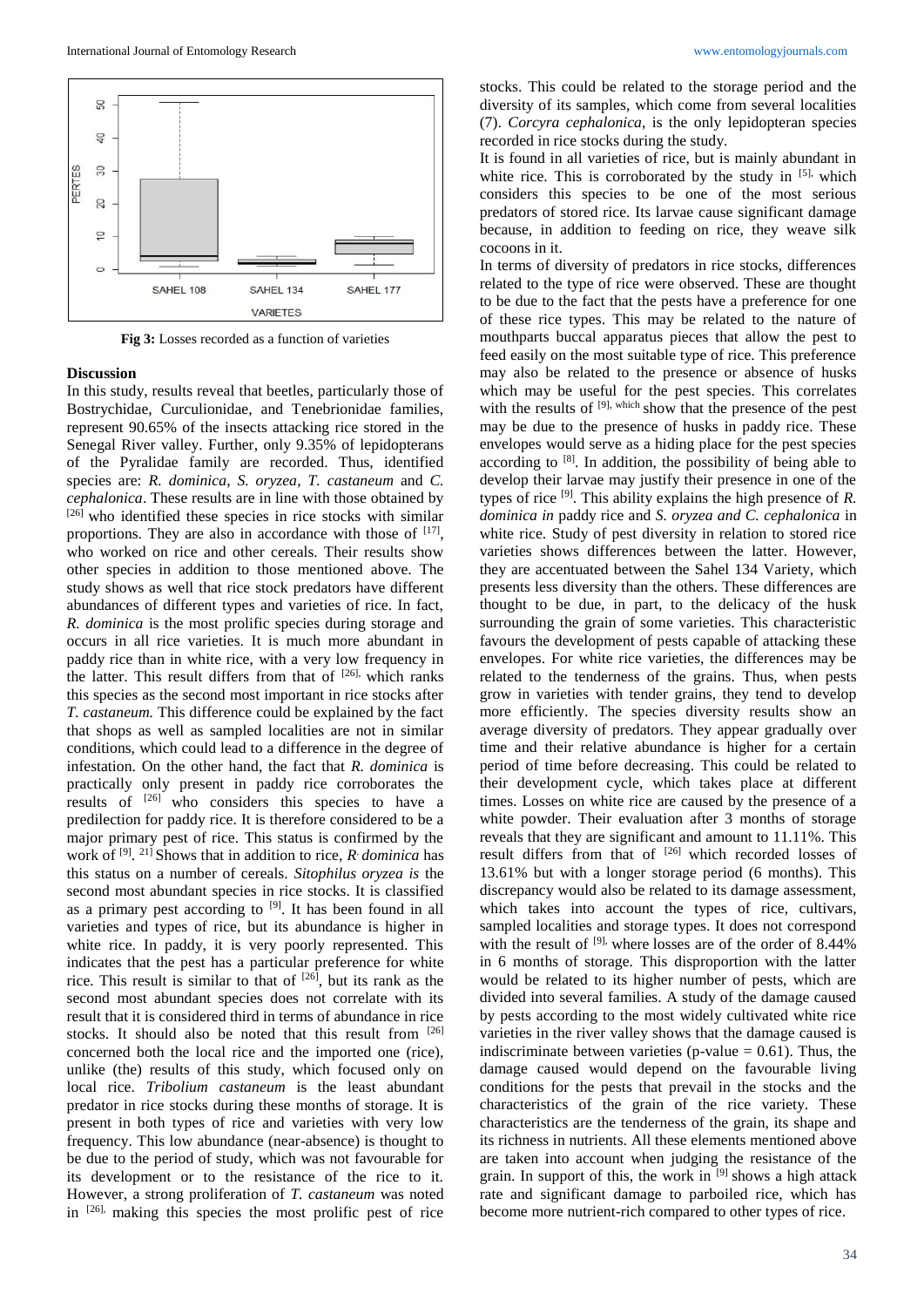Fig 3: Losses recorded as a function of varieties

## Discussion

In this study, results reveal that beetles, particularly those of Bostrychidae, Curculionidae, and Tenebrionidae families, represent 90.65% of the insects attacking rice stored in the Senegal River valley. Further, only 9.35% of lepidopterans of the Pyralidae family are recorded. Thus, identified species are: *R. dominica*, *S. oryzea*, *T. castaneum* and *C. cephalonica*. These results are in line with those obtained by [26] who identified these species in rice stocks with similar proportions. They are also in accordance with those of [17], who worked on rice and other cereals. Their results show other species in addition to those mentioned above. The study shows as well that rice stock predators have different abundances of different types and varieties of rice. In fact, *R. dominica* is the most prolific species during storage and occurs in all rice varieties. It is much more abundant in paddy rice than in white rice, with a very low frequency in the latter. This result differs from that of [26], which ranks this species as the second most important in rice stocks after *T. castaneum.* This difference could be explained by the fact that shops as well as sampled localities are not in similar conditions, which could lead to a difference in the degree of infestation. On the other hand, the fact that *R. dominica* is practically only present in paddy rice corroborates the results of [26] who considers this species to have a predilection for paddy rice. It is therefore considered to be a major primary pest of rice. This status is confirmed by the work of [9]. [21] Shows that in addition to rice, *R dominica* has this status on a number of cereals. *Sitophilus oryzea is* the second most abundant species in rice stocks. It is classified as a primary pest according to [9]. It has been found in all varieties and types of rice, but its abundance is higher in white rice. In paddy, it is very poorly represented. This indicates that the pest has a particular preference for white rice. This result is similar to that of [26], but its rank as the second most abundant species does not correlate with its result that it is considered third in terms of abundance in rice stocks. It should also be noted that this result from [26] concerned both the local rice and the imported one (rice), unlike (the) results of this study, which focused only on local rice. *Tribolium castaneum* is the least abundant predator in rice stocks during these months of storage. It is present in both types of rice and varieties with very low frequency. This low abundance (near-absence) is thought to be due to the period of study, which was not favourable for its development or to the resistance of the rice to it. However, a strong proliferation of *T. castaneum* was noted in [26], making this species the most prolific pest of rice stocks. This could be related to the storage period and the diversity of its samples, which come from several localities (7). *Corcyra cephalonica*, is the only lepidopteran species recorded in rice stocks during the study.

It is found in all varieties of rice, but is mainly abundant in white rice. This is corroborated by the study in [5], which considers this species to be one of the most serious predators of stored rice. Its larvae cause significant damage because, in addition to feeding on rice, they weave silk cocoons in it.

In terms of diversity of predators in rice stocks, differences related to the type of rice were observed. These are thought to be due to the fact that the pests have a preference for one of these rice types. This may be related to the nature of mouthparts buccal apparatus pieces that allow the pest to feed easily on the most suitable type of rice. This preference may also be related to the presence or absence of husks which may be useful for the pest species. This correlates with the results of [9], which show that the presence of the pest may be due to the presence of husks in paddy rice. These envelopes would serve as a hiding place for the pest species according to [8]. In addition, the possibility of being able to develop their larvae may justify their presence in one of the types of rice [9]. This ability explains the high presence of *R. dominica in* paddy rice and *S. oryzea and C. cephalonica* in white rice. Study of pest diversity in relation to stored rice varieties shows differences between the latter. However, they are accentuated between the Sahel 134 Variety, which presents less diversity than the others. These differences are thought to be due, in part, to the delicacy of the husk surrounding the grain of some varieties. This characteristic favours the development of pests capable of attacking these envelopes. For white rice varieties, the differences may be related to the tenderness of the grains. Thus, when pests grow in varieties with tender grains, they tend to develop more efficiently. The species diversity results show an average diversity of predators. They appear gradually over time and their relative abundance is higher for a certain period of time before decreasing. This could be related to their development cycle, which takes place at different times. Losses on white rice are caused by the presence of a white powder. Their evaluation after 3 months of storage reveals that they are significant and amount to 11.11%. This result differs from that of [26] which recorded losses of 13.61% but with a longer storage period (6 months). This discrepancy would also be related to its damage assessment, which takes into account the types of rice, cultivars, sampled localities and storage types. It does not correspond with the result of [9], where losses are of the order of 8.44% in 6 months of storage. This disproportion with the latter would be related to its higher number of pests, which are divided into several families. A study of the damage caused by pests according to the most widely cultivated white rice varieties in the river valley shows that the damage caused is indiscriminate between varieties (p-value = 0.61). Thus, the damage caused would depend on the favourable living conditions for the pests that prevail in the stocks and the characteristics of the grain of the rice variety. These characteristics are the tenderness of the grain, its shape and its richness in nutrients. All these elements mentioned above are taken into account when judging the resistance of the grain. In support of this, the work in [9] shows a high attack rate and significant damage to parboiled rice, which has become more nutrient-rich compared to other types of rice.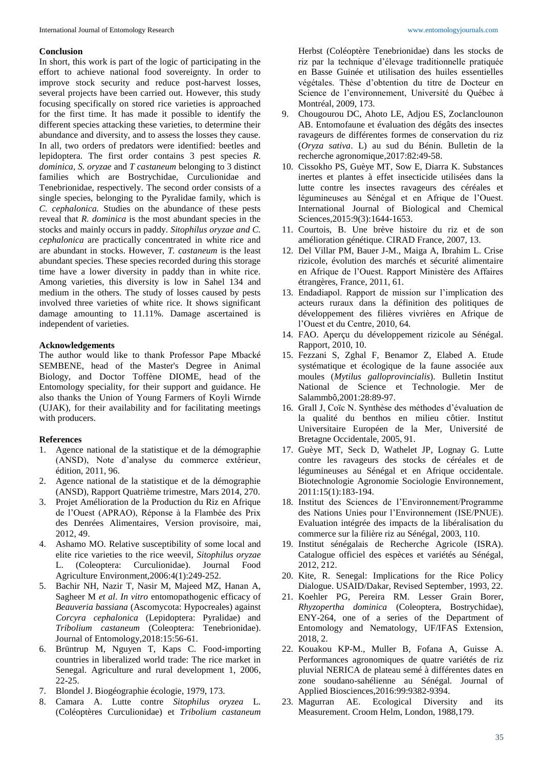## Conclusion

In short, this work is part of the logic of participating in the effort to achieve national food sovereignty. In order to improve stock security and reduce post-harvest losses, several projects have been carried out. However, this study focusing specifically on stored rice varieties is approached for the first time. It has made it possible to identify the different species attacking these varieties, to determine their abundance and diversity, and to assess the losses they cause. In all, two orders of predators were identified: beetles and lepidoptera. The first order contains 3 pest species *R. dominica, S. oryzae* and *T castaneum* belonging to 3 distinct families which are Bostrychidae, Curculionidae and Tenebrionidae, respectively. The second order consists of a single species, belonging to the Pyralidae family, which is *C. cephalonica.* Studies on the abundance of these pests reveal that *R. dominica* is the most abundant species in the stocks and mainly occurs in paddy. *Sitophilus oryzae and C. cephalonica* are practically concentrated in white rice and are abundant in stocks. However, *T. castaneum* is the least abundant species. These species recorded during this storage time have a lower diversity in paddy than in white rice. Among varieties, this diversity is low in Sahel 134 and medium in the others. The study of losses caused by pests involved three varieties of white rice. It shows significant damage amounting to 11.11%. Damage ascertained is independent of varieties.

## Acknowledgements

The author would like to thank Professor Pape Mbacké SEMBENE, head of the Master's Degree in Animal Biology, and Doctor Toffène DIOME, head of the Entomology speciality, for their support and guidance. He also thanks the Union of Young Farmers of Koyli Wirnde (UJAK), for their availability and for facilitating meetings with producers.

## References

1. Agence national de la statistique et de la démographie (ANSD), Note d'analyse du commerce extérieur, édition, 2011, 96.
2. Agence national de la statistique et de la démographie (ANSD), Rapport Quatrième trimestre, Mars 2014, 270.
3. Projet Amélioration de la Production du Riz en Afrique de l'Ouest (APRAO), Réponse à la Flambée des Prix des Denrées Alimentaires, Version provisoire, mai, 2012, 49.
4. Ashamo MO. Relative susceptibility of some local and elite rice varieties to the rice weevil, *Sitophilus oryzae* L. (Coleoptera: Curculionidae). Journal Food Agriculture Environment,2006:4(1):249-252.
5. Bachir NH, Nazir T, Nasir M, Majeed MZ, Hanan A, Sagheer M *et al*. *In vitro* entomopathogenic efficacy of *Beauveria bassiana* (Ascomycota: Hypocreales) against *Corcyra cephalonica* (Lepidoptera: Pyralidae) and *Tribolium castaneum* (Coleoptera: Tenebrionidae). Journal of Entomology,2018:15:56-61.
6. Brüntrup M, Nguyen T, Kaps C. Food-importing countries in liberalized world trade: The rice market in Senegal. Agriculture and rural development 1, 2006, 22-25.
7. Blondel J. Biogéographie écologie, 1979, 173.
8. Camara A. Lutte contre *Sitophilus oryzea* L. (Coléoptères Curculionidae) et *Tribolium castaneum* Herbst (Coléoptère Tenebrionidae) dans les stocks de riz par la technique d'élevage traditionnelle pratiquée en Basse Guinée et utilisation des huiles essentielles végétales. Thèse d'obtention du titre de Docteur en Science de l'environnement, Université du Québec à Montréal, 2009, 173.
9. Chougourou DC, Ahoto LE, Adjou ES, Zoclanclounon AB. Entomofaune et évaluation des dégâts des insectes ravageurs de différentes formes de conservation du riz (*Oryza sativa*. L) au sud du Bénin. Bulletin de la recherche agronomique,2017:82:49-58.
10. Cissokho PS, Guèye MT, Sow E, Diarra K. Substances inertes et plantes à effet insecticide utilisées dans la lutte contre les insectes ravageurs des céréales et légumineuses au Sénégal et en Afrique de l'Ouest. International Journal of Biological and Chemical Sciences,2015:9(3):1644-1653.
11. Courtois, B. Une brève histoire du riz et de son amélioration génétique. CIRAD France, 2007, 13.
12. Del Villar PM, Bauer J-M., Maiga A, Ibrahim L. Crise rizicole, évolution des marchés et sécurité alimentaire en Afrique de l'Ouest. Rapport Ministère des Affaires étrangères, France, 2011, 61.
13. Endadiapol. Rapport de mission sur l'implication des acteurs ruraux dans la définition des politiques de développement des filières vivrières en Afrique de l'Ouest et du Centre, 2010, 64.
14. FAO. Aperçu du développement rizicole au Sénégal. Rapport, 2010, 10.
15. Fezzani S, Zghal F, Benamor Z, Elabed A. Etude systématique et écologique de la faune associée aux moules (*Mytilus galloprovincialis*). Bulletin Institut National de Science et Technologie. Mer de Salammbô,2001:28:89-97.
16. Grall J, Coïc N. Synthèse des méthodes d'évaluation de la qualité du benthos en milieu côtier. Institut Universitaire Européen de la Mer, Université de Bretagne Occidentale, 2005, 91.
17. Guèye MT, Seck D, Wathelet JP, Lognay G. Lutte contre les ravageurs des stocks de céréales et de légumineuses au Sénégal et en Afrique occidentale. Biotechnologie Agronomie Sociologie Environnement, 2011:15(1):183-194.
18. Institut des Sciences de l'Environnement/Programme des Nations Unies pour l'Environnement (ISE/PNUE). Evaluation intégrée des impacts de la libéralisation du commerce sur la filière riz au Sénégal, 2003, 110.
19. Institut sénégalais de Recherche Agricole (ISRA). Catalogue officiel des espèces et variétés au Sénégal, 2012, 212.
20. Kite, R. Senegal: Implications for the Rice Policy Dialogue. USAID/Dakar, Revised September, 1993, 22.
21. Koehler PG, Pereira RM. Lesser Grain Borer, *Rhyzopertha dominica* (Coleoptera, Bostrychidae), ENY-266, one of a series of the Department of Entomology and Nematology, UF/IFAS Extension, 2018, 2.
22. Kouakou KP-M., Muller B, Fofana A, Guisse A. Performances agronomiques de quatre variétés de riz pluvial NERICA de plateau semé à différentes dates en zone soudano-sahélienne au Sénégal. Journal of Applied Biosciences,2016:99:9382-9394.
23. Magurran AE. Ecological Diversity and its Measurement. Croom Helm, London, 1988,179.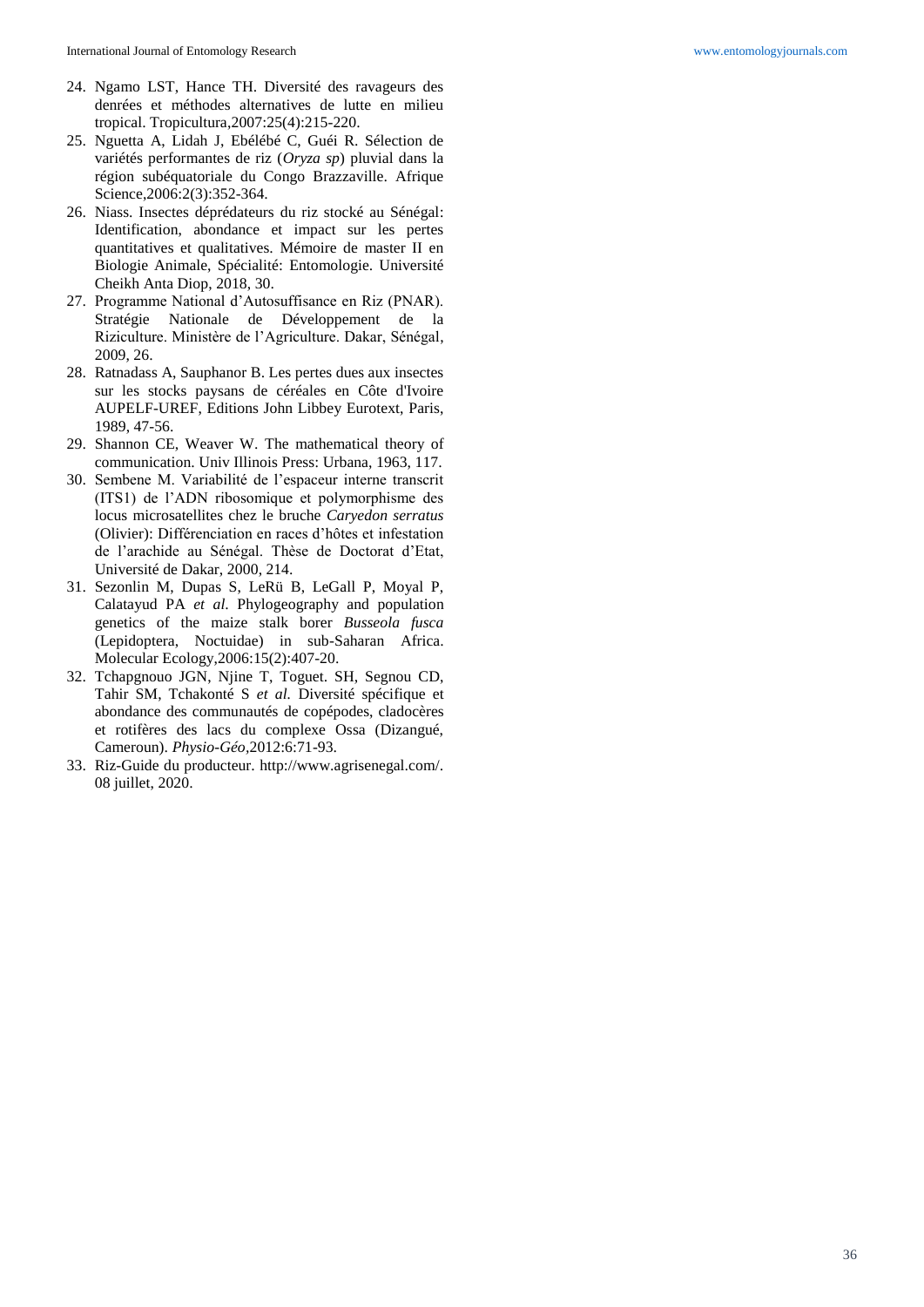24. Ngamo LST, Hance TH. Diversité des ravageurs des denrées et méthodes alternatives de lutte en milieu tropical. Tropicultura,2007:25(4):215-220.
25. Nguetta A, Lidah J, Ebélébé C, Guéi R. Sélection de variétés performantes de riz (*Oryza sp*) pluvial dans la région subéquatoriale du Congo Brazzaville. Afrique Science,2006:2(3):352-364.
26. Niass. Insectes déprédateurs du riz stocké au Sénégal: Identification, abondance et impact sur les pertes quantitatives et qualitatives. Mémoire de master II en Biologie Animale, Spécialité: Entomologie. Université Cheikh Anta Diop, 2018, 30.
27. Programme National d'Autosuffisance en Riz (PNAR). Stratégie Nationale de Développement de la Riziculture. Ministère de l'Agriculture. Dakar, Sénégal, 2009, 26.
28. Ratnadass A, Sauphanor B. Les pertes dues aux insectes sur les stocks paysans de céréales en Côte d'Ivoire AUPELF-UREF, Editions John Libbey Eurotext, Paris, 1989, 47-56.
29. Shannon CE, Weaver W. The mathematical theory of communication. Univ Illinois Press: Urbana, 1963, 117.
30. Sembene M. Variabilité de l'espaceur interne transcrit (ITS1) de l'ADN ribosomique et polymorphisme des locus microsatellites chez le bruche *Caryedon serratus* (Olivier): Différenciation en races d'hôtes et infestation de l'arachide au Sénégal. Thèse de Doctorat d'Etat, Université de Dakar, 2000, 214.
31. Sezonlin M, Dupas S, LeRü B, LeGall P, Moyal P, Calatayud PA *et al*. Phylogeography and population genetics of the maize stalk borer *Busseola fusca* (Lepidoptera, Noctuidae) in sub-Saharan Africa. Molecular Ecology,2006:15(2):407-20.
32. Tchapgnouo JGN, Njine T, Toguet. SH, Segnou CD, Tahir SM, Tchakonté S *et al*. Diversité spécifique et abondance des communautés de copépodes, cladocères et rotifères des lacs du complexe Ossa (Dizangué, Cameroun). *Physio-Géo*,2012:6:71-93.
33. Riz-Guide du producteur. http://www.agrisenegal.com/. 08 juillet, 2020.